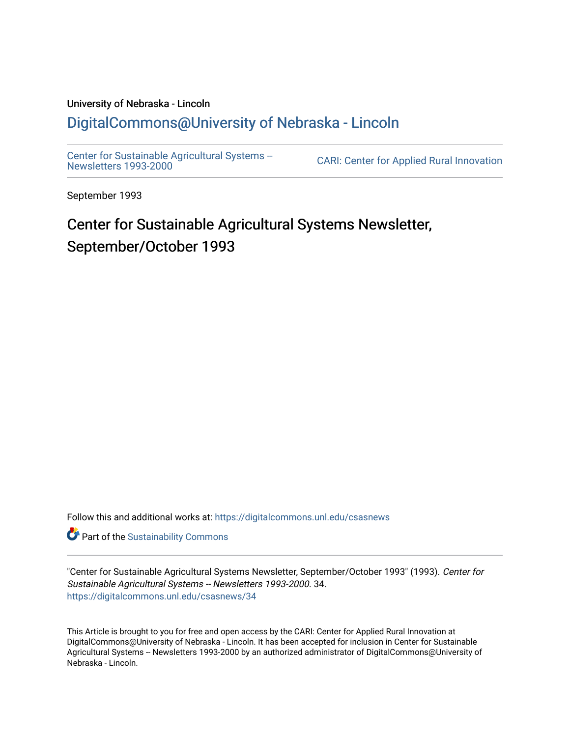University of Nebraska - Lincoln

DigitalCommons@University of Nebraska - Lincoln

Center for Sustainable Agricultural Systems -- Newsletters 1993-2000

CARI: Center for Applied Rural Innovation

September 1993

# Center for Sustainable Agricultural Systems Newsletter, September/October 1993

Follow this and additional works at: https://digitalcommons.unl.edu/csasnews

Part of the Sustainability Commons

"Center for Sustainable Agricultural Systems Newsletter, September/October 1993" (1993). *Center for Sustainable Agricultural Systems -- Newsletters 1993-2000*. 34.
https://digitalcommons.unl.edu/csasnews/34

This Article is brought to you for free and open access by the CARI: Center for Applied Rural Innovation at DigitalCommons@University of Nebraska - Lincoln. It has been accepted for inclusion in Center for Sustainable Agricultural Systems -- Newsletters 1993-2000 by an authorized administrator of DigitalCommons@University of Nebraska - Lincoln.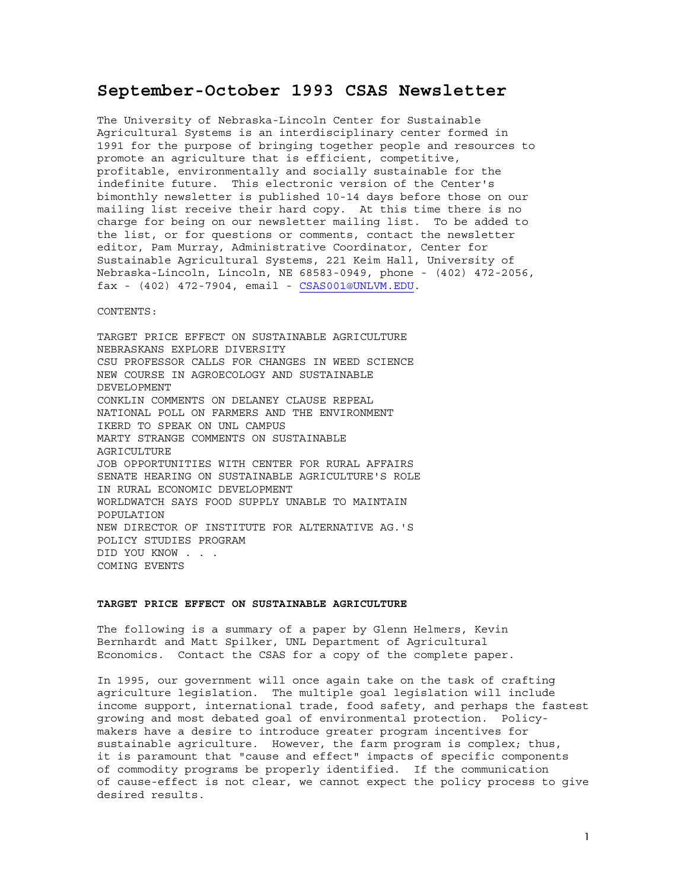# September-October 1993 CSAS Newsletter

The University of Nebraska-Lincoln Center for Sustainable Agricultural Systems is an interdisciplinary center formed in 1991 for the purpose of bringing together people and resources to promote an agriculture that is efficient, competitive, profitable, environmentally and socially sustainable for the indefinite future. This electronic version of the Center's bimonthly newsletter is published 10-14 days before those on our mailing list receive their hard copy. At this time there is no charge for being on our newsletter mailing list. To be added to the list, or for questions or comments, contact the newsletter editor, Pam Murray, Administrative Coordinator, Center for Sustainable Agricultural Systems, 221 Keim Hall, University of Nebraska-Lincoln, Lincoln, NE 68583-0949, phone - (402) 472-2056, fax - (402) 472-7904, email - CSAS001@UNLVM.EDU.

CONTENTS:

TARGET PRICE EFFECT ON SUSTAINABLE AGRICULTURE
NEBRASKANS EXPLORE DIVERSITY
CSU PROFESSOR CALLS FOR CHANGES IN WEED SCIENCE
NEW COURSE IN AGROECOLOGY AND SUSTAINABLE DEVELOPMENT
CONKLIN COMMENTS ON DELANEY CLAUSE REPEAL
NATIONAL POLL ON FARMERS AND THE ENVIRONMENT
IKERD TO SPEAK ON UNL CAMPUS
MARTY STRANGE COMMENTS ON SUSTAINABLE AGRICULTURE
JOB OPPORTUNITIES WITH CENTER FOR RURAL AFFAIRS
SENATE HEARING ON SUSTAINABLE AGRICULTURE'S ROLE IN RURAL ECONOMIC DEVELOPMENT
WORLDWATCH SAYS FOOD SUPPLY UNABLE TO MAINTAIN POPULATION
NEW DIRECTOR OF INSTITUTE FOR ALTERNATIVE AG.'S POLICY STUDIES PROGRAM
DID YOU KNOW . . .
COMING EVENTS

### TARGET PRICE EFFECT ON SUSTAINABLE AGRICULTURE

The following is a summary of a paper by Glenn Helmers, Kevin Bernhardt and Matt Spilker, UNL Department of Agricultural Economics. Contact the CSAS for a copy of the complete paper.

In 1995, our government will once again take on the task of crafting agriculture legislation. The multiple goal legislation will include income support, international trade, food safety, and perhaps the fastest growing and most debated goal of environmental protection. Policy-makers have a desire to introduce greater program incentives for sustainable agriculture. However, the farm program is complex; thus, it is paramount that "cause and effect" impacts of specific components of commodity programs be properly identified. If the communication of cause-effect is not clear, we cannot expect the policy process to give desired results.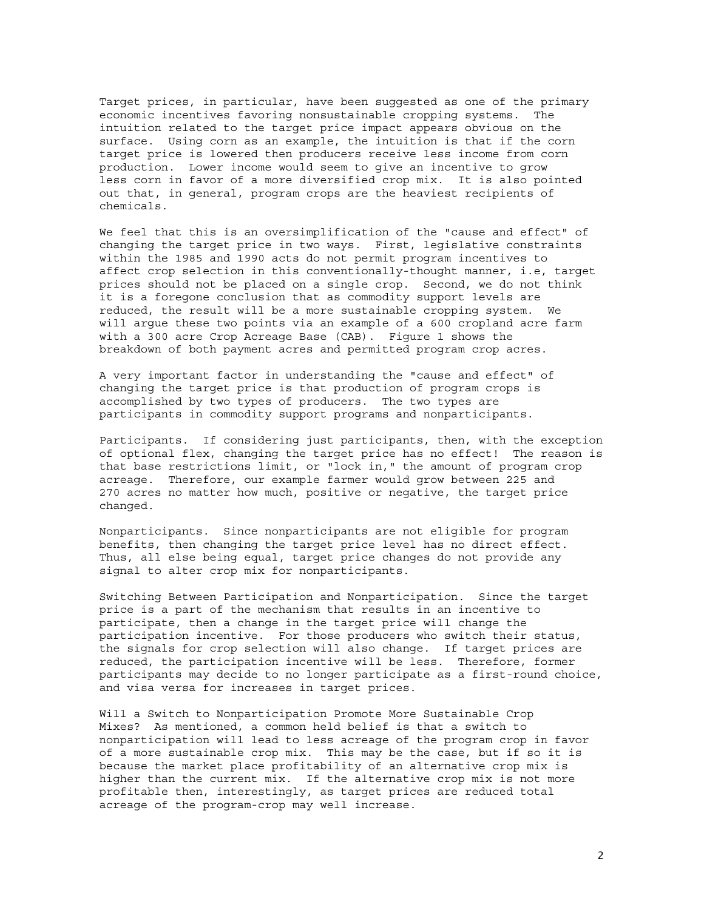Target prices, in particular, have been suggested as one of the primary economic incentives favoring nonsustainable cropping systems. The intuition related to the target price impact appears obvious on the surface. Using corn as an example, the intuition is that if the corn target price is lowered then producers receive less income from corn production. Lower income would seem to give an incentive to grow less corn in favor of a more diversified crop mix. It is also pointed out that, in general, program crops are the heaviest recipients of chemicals.

We feel that this is an oversimplification of the "cause and effect" of changing the target price in two ways. First, legislative constraints within the 1985 and 1990 acts do not permit program incentives to affect crop selection in this conventionally-thought manner, i.e, target prices should not be placed on a single crop. Second, we do not think it is a foregone conclusion that as commodity support levels are reduced, the result will be a more sustainable cropping system. We will argue these two points via an example of a 600 cropland acre farm with a 300 acre Crop Acreage Base (CAB). Figure 1 shows the breakdown of both payment acres and permitted program crop acres.

A very important factor in understanding the "cause and effect" of changing the target price is that production of program crops is accomplished by two types of producers. The two types are participants in commodity support programs and nonparticipants.

Participants. If considering just participants, then, with the exception of optional flex, changing the target price has no effect! The reason is that base restrictions limit, or "lock in," the amount of program crop acreage. Therefore, our example farmer would grow between 225 and 270 acres no matter how much, positive or negative, the target price changed.

Nonparticipants. Since nonparticipants are not eligible for program benefits, then changing the target price level has no direct effect. Thus, all else being equal, target price changes do not provide any signal to alter crop mix for nonparticipants.

Switching Between Participation and Nonparticipation. Since the target price is a part of the mechanism that results in an incentive to participate, then a change in the target price will change the participation incentive. For those producers who switch their status, the signals for crop selection will also change. If target prices are reduced, the participation incentive will be less. Therefore, former participants may decide to no longer participate as a first-round choice, and visa versa for increases in target prices.

Will a Switch to Nonparticipation Promote More Sustainable Crop Mixes? As mentioned, a common held belief is that a switch to nonparticipation will lead to less acreage of the program crop in favor of a more sustainable crop mix. This may be the case, but if so it is because the market place profitability of an alternative crop mix is higher than the current mix. If the alternative crop mix is not more profitable then, interestingly, as target prices are reduced total acreage of the program-crop may well increase.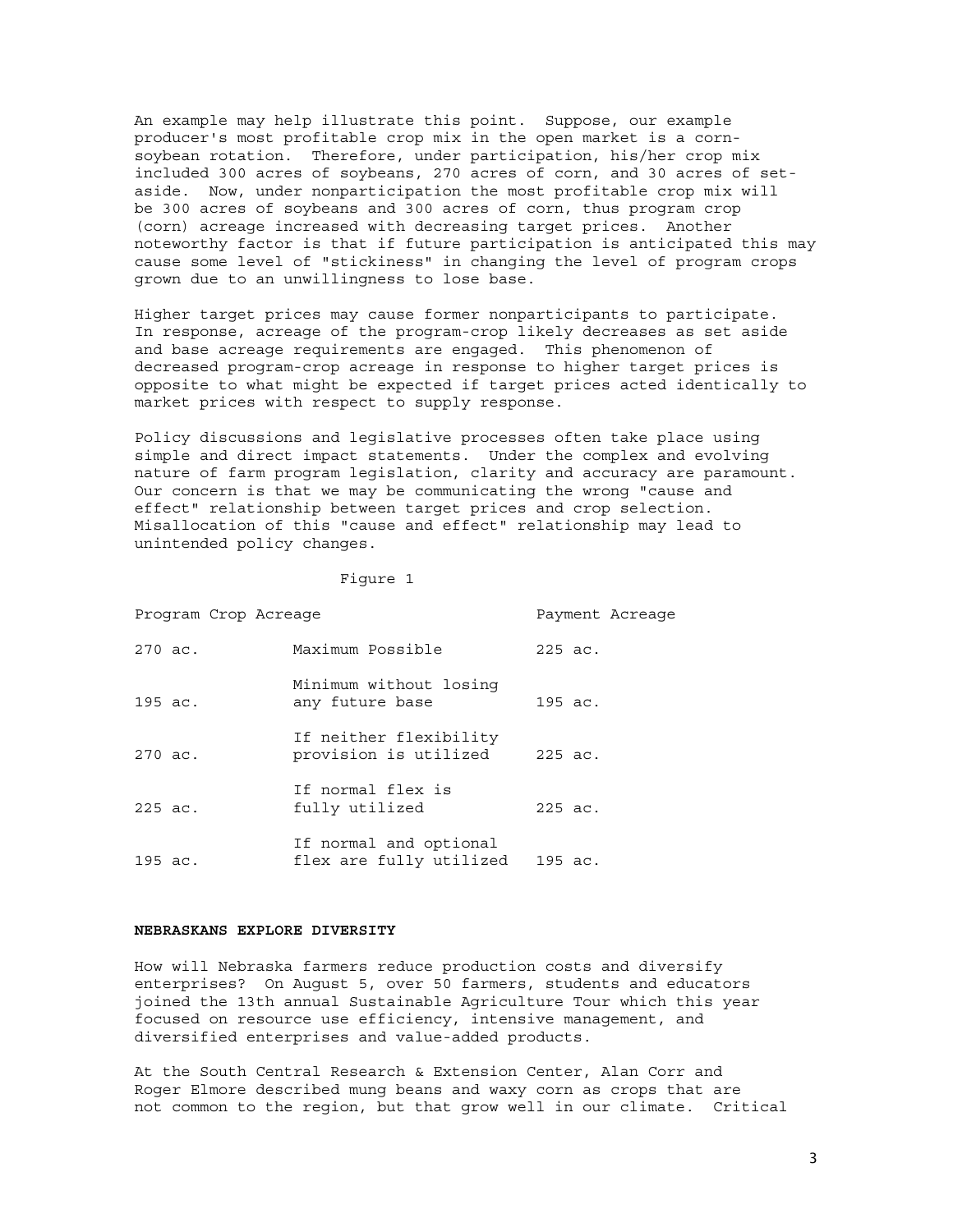An example may help illustrate this point. Suppose, our example producer's most profitable crop mix in the open market is a corn-soybean rotation. Therefore, under participation, his/her crop mix included 300 acres of soybeans, 270 acres of corn, and 30 acres of set-aside. Now, under nonparticipation the most profitable crop mix will be 300 acres of soybeans and 300 acres of corn, thus program crop (corn) acreage increased with decreasing target prices. Another noteworthy factor is that if future participation is anticipated this may cause some level of "stickiness" in changing the level of program crops grown due to an unwillingness to lose base.

Higher target prices may cause former nonparticipants to participate. In response, acreage of the program-crop likely decreases as set aside and base acreage requirements are engaged. This phenomenon of decreased program-crop acreage in response to higher target prices is opposite to what might be expected if target prices acted identically to market prices with respect to supply response.

Policy discussions and legislative processes often take place using simple and direct impact statements. Under the complex and evolving nature of farm program legislation, clarity and accuracy are paramount. Our concern is that we may be communicating the wrong "cause and effect" relationship between target prices and crop selection. Misallocation of this "cause and effect" relationship may lead to unintended policy changes.

Figure 1

| Program Crop Acreage | | Payment Acreage |
|---|---|---|
| 270 ac. | Maximum Possible | 225 ac. |
| 195 ac. | Minimum without losing any future base | 195 ac. |
| 270 ac. | If neither flexibility provision is utilized | 225 ac. |
| 225 ac. | If normal flex is fully utilized | 225 ac. |
| 195 ac. | If normal and optional flex are fully utilized | 195 ac. |

## NEBRASKANS EXPLORE DIVERSITY

How will Nebraska farmers reduce production costs and diversify enterprises? On August 5, over 50 farmers, students and educators joined the 13th annual Sustainable Agriculture Tour which this year focused on resource use efficiency, intensive management, and diversified enterprises and value-added products.

At the South Central Research & Extension Center, Alan Corr and Roger Elmore described mung beans and waxy corn as crops that are not common to the region, but that grow well in our climate. Critical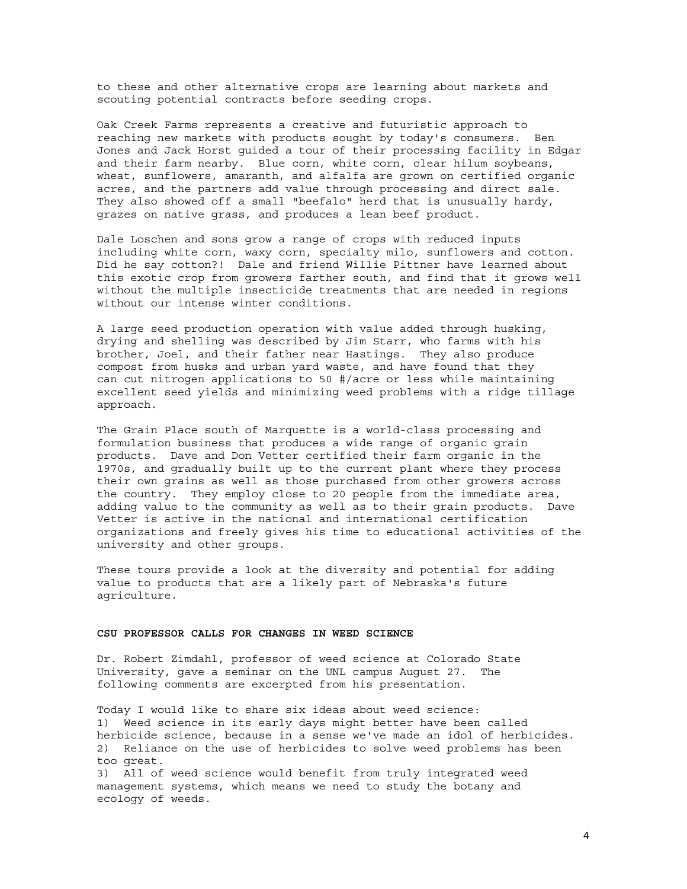to these and other alternative crops are learning about markets and scouting potential contracts before seeding crops.

Oak Creek Farms represents a creative and futuristic approach to reaching new markets with products sought by today's consumers. Ben Jones and Jack Horst guided a tour of their processing facility in Edgar and their farm nearby. Blue corn, white corn, clear hilum soybeans, wheat, sunflowers, amaranth, and alfalfa are grown on certified organic acres, and the partners add value through processing and direct sale. They also showed off a small "beefalo" herd that is unusually hardy, grazes on native grass, and produces a lean beef product.

Dale Loschen and sons grow a range of crops with reduced inputs including white corn, waxy corn, specialty milo, sunflowers and cotton. Did he say cotton?! Dale and friend Willie Pittner have learned about this exotic crop from growers farther south, and find that it grows well without the multiple insecticide treatments that are needed in regions without our intense winter conditions.

A large seed production operation with value added through husking, drying and shelling was described by Jim Starr, who farms with his brother, Joel, and their father near Hastings. They also produce compost from husks and urban yard waste, and have found that they can cut nitrogen applications to 50 #/acre or less while maintaining excellent seed yields and minimizing weed problems with a ridge tillage approach.

The Grain Place south of Marquette is a world-class processing and formulation business that produces a wide range of organic grain products. Dave and Don Vetter certified their farm organic in the 1970s, and gradually built up to the current plant where they process their own grains as well as those purchased from other growers across the country. They employ close to 20 people from the immediate area, adding value to the community as well as to their grain products. Dave Vetter is active in the national and international certification organizations and freely gives his time to educational activities of the university and other groups.

These tours provide a look at the diversity and potential for adding value to products that are a likely part of Nebraska's future agriculture.

## CSU PROFESSOR CALLS FOR CHANGES IN WEED SCIENCE

Dr. Robert Zimdahl, professor of weed science at Colorado State University, gave a seminar on the UNL campus August 27. The following comments are excerpted from his presentation.

Today I would like to share six ideas about weed science:

1) Weed science in its early days might better have been called herbicide science, because in a sense we've made an idol of herbicides.
2) Reliance on the use of herbicides to solve weed problems has been too great.
3) All of weed science would benefit from truly integrated weed management systems, which means we need to study the botany and ecology of weeds.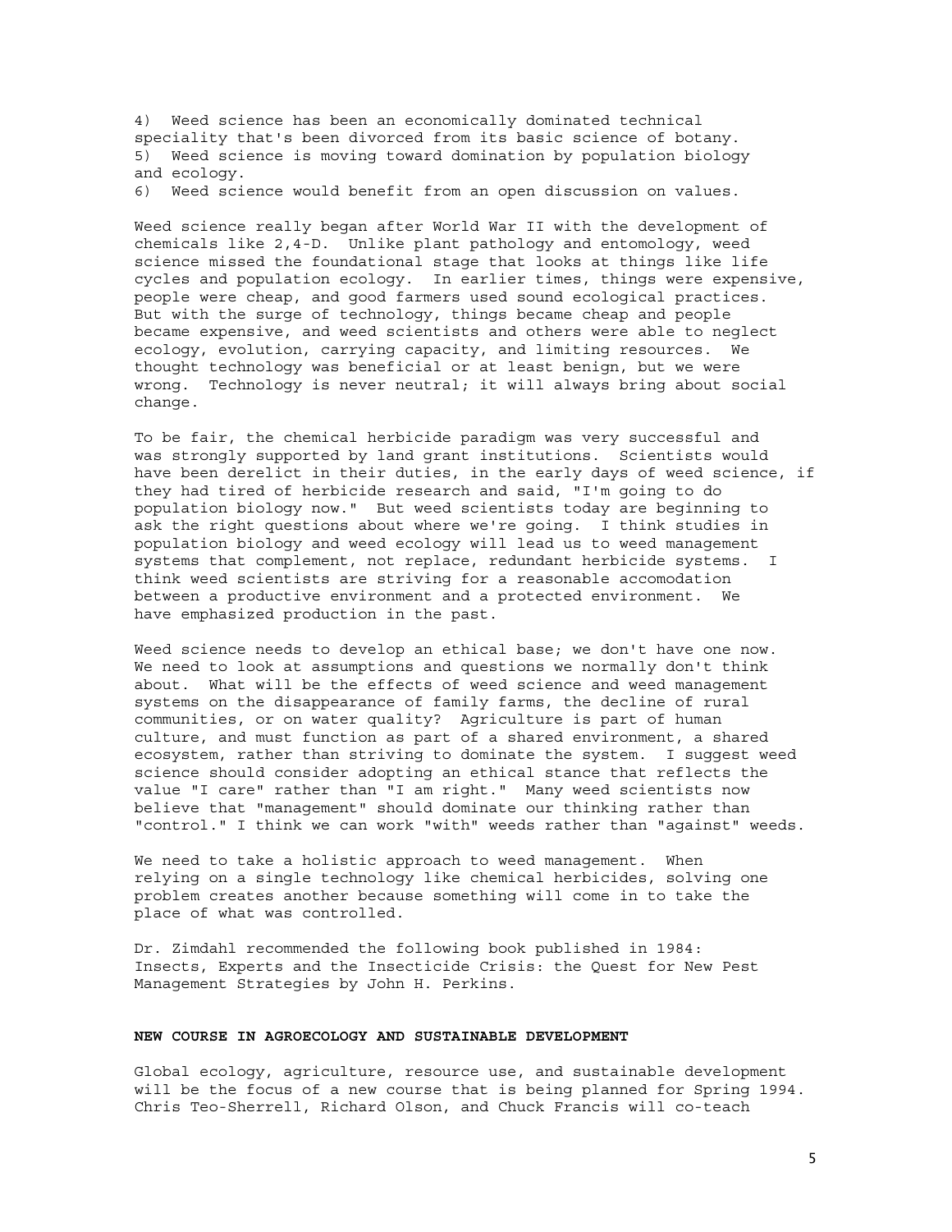4) Weed science has been an economically dominated technical speciality that's been divorced from its basic science of botany.
5) Weed science is moving toward domination by population biology and ecology.
6) Weed science would benefit from an open discussion on values.

Weed science really began after World War II with the development of chemicals like 2,4-D. Unlike plant pathology and entomology, weed science missed the foundational stage that looks at things like life cycles and population ecology. In earlier times, things were expensive, people were cheap, and good farmers used sound ecological practices. But with the surge of technology, things became cheap and people became expensive, and weed scientists and others were able to neglect ecology, evolution, carrying capacity, and limiting resources. We thought technology was beneficial or at least benign, but we were wrong. Technology is never neutral; it will always bring about social change.

To be fair, the chemical herbicide paradigm was very successful and was strongly supported by land grant institutions. Scientists would have been derelict in their duties, in the early days of weed science, if they had tired of herbicide research and said, "I'm going to do population biology now." But weed scientists today are beginning to ask the right questions about where we're going. I think studies in population biology and weed ecology will lead us to weed management systems that complement, not replace, redundant herbicide systems. I think weed scientists are striving for a reasonable accomodation between a productive environment and a protected environment. We have emphasized production in the past.

Weed science needs to develop an ethical base; we don't have one now. We need to look at assumptions and questions we normally don't think about. What will be the effects of weed science and weed management systems on the disappearance of family farms, the decline of rural communities, or on water quality? Agriculture is part of human culture, and must function as part of a shared environment, a shared ecosystem, rather than striving to dominate the system. I suggest weed science should consider adopting an ethical stance that reflects the value "I care" rather than "I am right." Many weed scientists now believe that "management" should dominate our thinking rather than "control." I think we can work "with" weeds rather than "against" weeds.

We need to take a holistic approach to weed management. When relying on a single technology like chemical herbicides, solving one problem creates another because something will come in to take the place of what was controlled.

Dr. Zimdahl recommended the following book published in 1984: Insects, Experts and the Insecticide Crisis: the Quest for New Pest Management Strategies by John H. Perkins.

**NEW COURSE IN AGROECOLOGY AND SUSTAINABLE DEVELOPMENT**

Global ecology, agriculture, resource use, and sustainable development will be the focus of a new course that is being planned for Spring 1994. Chris Teo-Sherrell, Richard Olson, and Chuck Francis will co-teach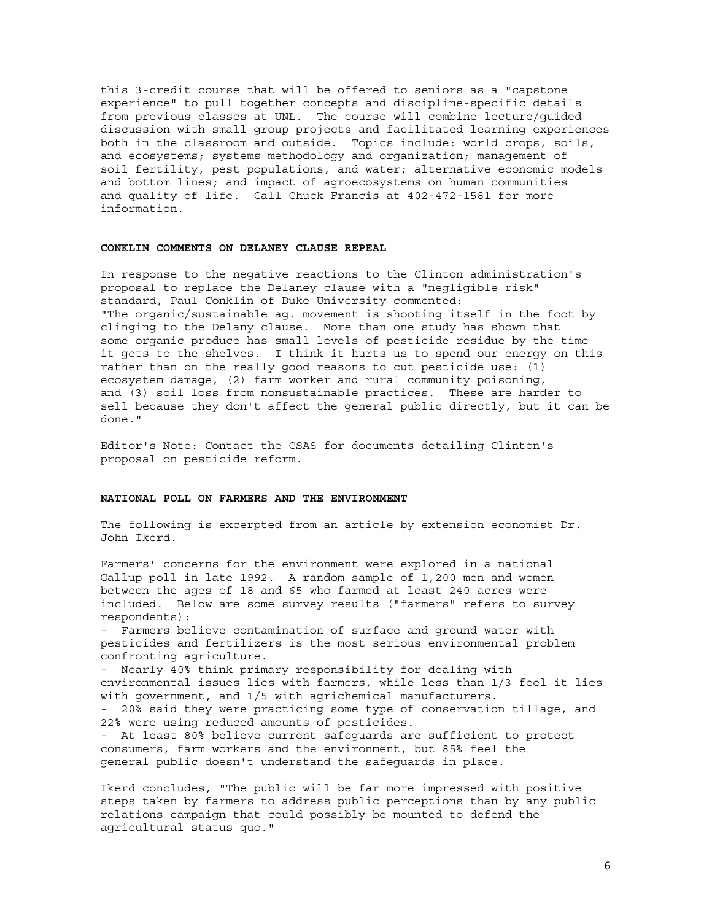this 3-credit course that will be offered to seniors as a "capstone experience" to pull together concepts and discipline-specific details from previous classes at UNL. The course will combine lecture/guided discussion with small group projects and facilitated learning experiences both in the classroom and outside. Topics include: world crops, soils, and ecosystems; systems methodology and organization; management of soil fertility, pest populations, and water; alternative economic models and bottom lines; and impact of agroecosystems on human communities and quality of life. Call Chuck Francis at 402-472-1581 for more information.

### CONKLIN COMMENTS ON DELANEY CLAUSE REPEAL

In response to the negative reactions to the Clinton administration's proposal to replace the Delaney clause with a "negligible risk" standard, Paul Conklin of Duke University commented:
"The organic/sustainable ag. movement is shooting itself in the foot by clinging to the Delany clause. More than one study has shown that some organic produce has small levels of pesticide residue by the time it gets to the shelves. I think it hurts us to spend our energy on this rather than on the really good reasons to cut pesticide use: (1) ecosystem damage, (2) farm worker and rural community poisoning, and (3) soil loss from nonsustainable practices. These are harder to sell because they don't affect the general public directly, but it can be done."

Editor's Note: Contact the CSAS for documents detailing Clinton's proposal on pesticide reform.

### NATIONAL POLL ON FARMERS AND THE ENVIRONMENT

The following is excerpted from an article by extension economist Dr. John Ikerd.

Farmers' concerns for the environment were explored in a national Gallup poll in late 1992. A random sample of 1,200 men and women between the ages of 18 and 65 who farmed at least 240 acres were included. Below are some survey results ("farmers" refers to survey respondents):

- Farmers believe contamination of surface and ground water with pesticides and fertilizers is the most serious environmental problem confronting agriculture.
- Nearly 40% think primary responsibility for dealing with environmental issues lies with farmers, while less than 1/3 feel it lies with government, and 1/5 with agrichemical manufacturers.
- 20% said they were practicing some type of conservation tillage, and 22% were using reduced amounts of pesticides.
- At least 80% believe current safeguards are sufficient to protect consumers, farm workers and the environment, but 85% feel the general public doesn't understand the safeguards in place.

Ikerd concludes, "The public will be far more impressed with positive steps taken by farmers to address public perceptions than by any public relations campaign that could possibly be mounted to defend the agricultural status quo."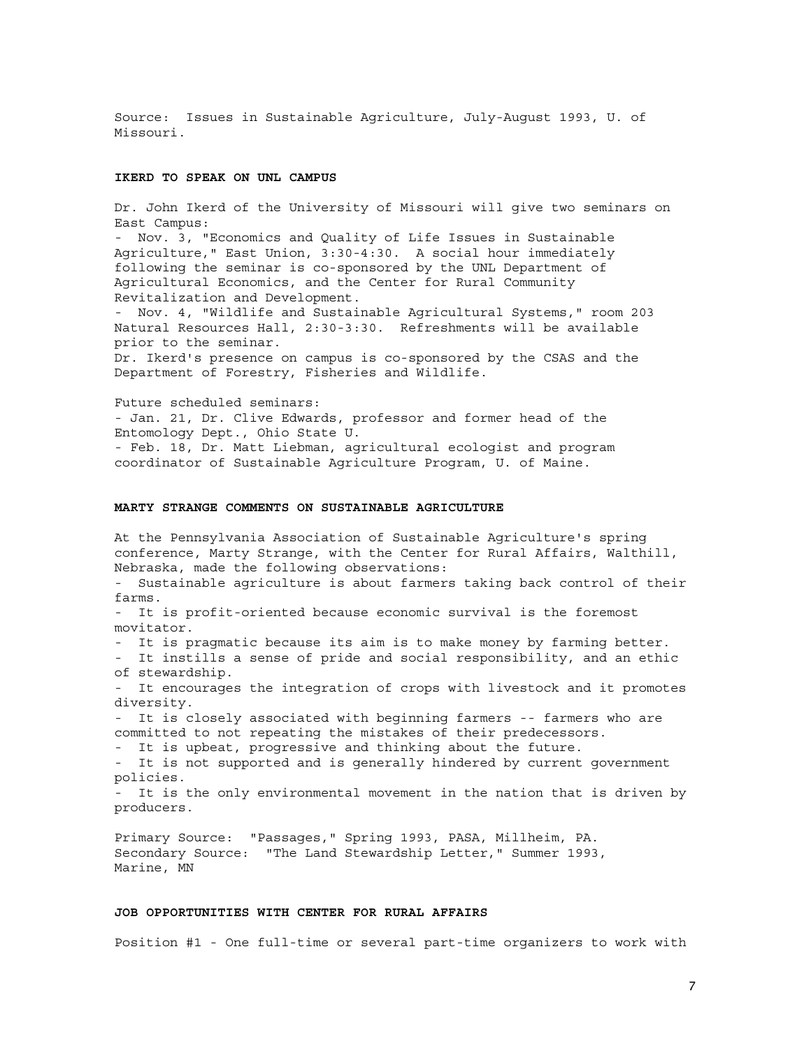Source: Issues in Sustainable Agriculture, July-August 1993, U. of Missouri.

**IKERD TO SPEAK ON UNL CAMPUS**

Dr. John Ikerd of the University of Missouri will give two seminars on East Campus:

- Nov. 3, "Economics and Quality of Life Issues in Sustainable Agriculture," East Union, 3:30-4:30. A social hour immediately following the seminar is co-sponsored by the UNL Department of Agricultural Economics, and the Center for Rural Community Revitalization and Development.
- Nov. 4, "Wildlife and Sustainable Agricultural Systems," room 203 Natural Resources Hall, 2:30-3:30. Refreshments will be available prior to the seminar.

Dr. Ikerd's presence on campus is co-sponsored by the CSAS and the Department of Forestry, Fisheries and Wildlife.

Future scheduled seminars:

- Jan. 21, Dr. Clive Edwards, professor and former head of the Entomology Dept., Ohio State U.
- Feb. 18, Dr. Matt Liebman, agricultural ecologist and program coordinator of Sustainable Agriculture Program, U. of Maine.

**MARTY STRANGE COMMENTS ON SUSTAINABLE AGRICULTURE**

At the Pennsylvania Association of Sustainable Agriculture's spring conference, Marty Strange, with the Center for Rural Affairs, Walthill, Nebraska, made the following observations:

- Sustainable agriculture is about farmers taking back control of their farms.
- It is profit-oriented because economic survival is the foremost movitator.
- It is pragmatic because its aim is to make money by farming better.
- It instills a sense of pride and social responsibility, and an ethic of stewardship.
- It encourages the integration of crops with livestock and it promotes diversity.
- It is closely associated with beginning farmers -- farmers who are committed to not repeating the mistakes of their predecessors.
- It is upbeat, progressive and thinking about the future.
- It is not supported and is generally hindered by current government policies.
- It is the only environmental movement in the nation that is driven by producers.

Primary Source: "Passages," Spring 1993, PASA, Millheim, PA.
Secondary Source: "The Land Stewardship Letter," Summer 1993, Marine, MN

**JOB OPPORTUNITIES WITH CENTER FOR RURAL AFFAIRS**

Position #1 - One full-time or several part-time organizers to work with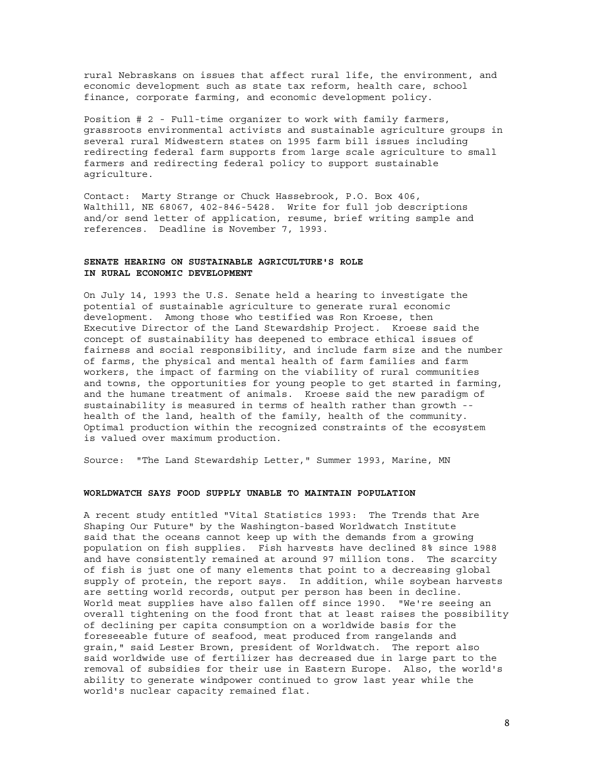rural Nebraskans on issues that affect rural life, the environment, and economic development such as state tax reform, health care, school finance, corporate farming, and economic development policy.

Position # 2 - Full-time organizer to work with family farmers, grassroots environmental activists and sustainable agriculture groups in several rural Midwestern states on 1995 farm bill issues including redirecting federal farm supports from large scale agriculture to small farmers and redirecting federal policy to support sustainable agriculture.

Contact: Marty Strange or Chuck Hassebrook, P.O. Box 406, Walthill, NE 68067, 402-846-5428. Write for full job descriptions and/or send letter of application, resume, brief writing sample and references. Deadline is November 7, 1993.

**SENATE HEARING ON SUSTAINABLE AGRICULTURE'S ROLE IN RURAL ECONOMIC DEVELOPMENT**

On July 14, 1993 the U.S. Senate held a hearing to investigate the potential of sustainable agriculture to generate rural economic development. Among those who testified was Ron Kroese, then Executive Director of the Land Stewardship Project. Kroese said the concept of sustainability has deepened to embrace ethical issues of fairness and social responsibility, and include farm size and the number of farms, the physical and mental health of farm families and farm workers, the impact of farming on the viability of rural communities and towns, the opportunities for young people to get started in farming, and the humane treatment of animals. Kroese said the new paradigm of sustainability is measured in terms of health rather than growth -- health of the land, health of the family, health of the community. Optimal production within the recognized constraints of the ecosystem is valued over maximum production.

Source: "The Land Stewardship Letter," Summer 1993, Marine, MN

**WORLDWATCH SAYS FOOD SUPPLY UNABLE TO MAINTAIN POPULATION**

A recent study entitled "Vital Statistics 1993: The Trends that Are Shaping Our Future" by the Washington-based Worldwatch Institute said that the oceans cannot keep up with the demands from a growing population on fish supplies. Fish harvests have declined 8% since 1988 and have consistently remained at around 97 million tons. The scarcity of fish is just one of many elements that point to a decreasing global supply of protein, the report says. In addition, while soybean harvests are setting world records, output per person has been in decline. World meat supplies have also fallen off since 1990. "We're seeing an overall tightening on the food front that at least raises the possibility of declining per capita consumption on a worldwide basis for the foreseeable future of seafood, meat produced from rangelands and grain," said Lester Brown, president of Worldwatch. The report also said worldwide use of fertilizer has decreased due in large part to the removal of subsidies for their use in Eastern Europe. Also, the world's ability to generate windpower continued to grow last year while the world's nuclear capacity remained flat.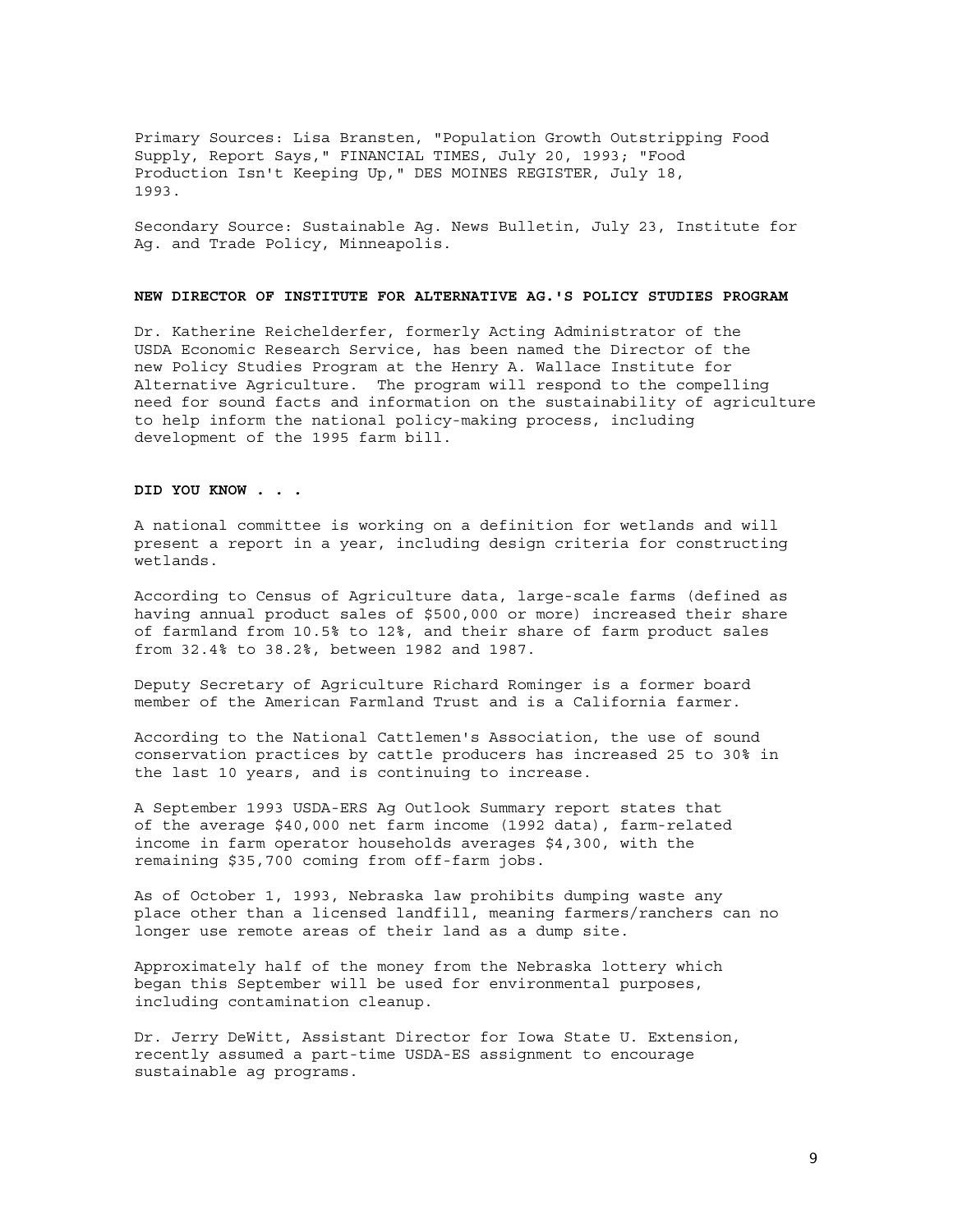Primary Sources: Lisa Bransten, "Population Growth Outstripping Food Supply, Report Says," FINANCIAL TIMES, July 20, 1993; "Food Production Isn't Keeping Up," DES MOINES REGISTER, July 18, 1993.

Secondary Source: Sustainable Ag. News Bulletin, July 23, Institute for Ag. and Trade Policy, Minneapolis.

**NEW DIRECTOR OF INSTITUTE FOR ALTERNATIVE AG.'S POLICY STUDIES PROGRAM**

Dr. Katherine Reichelderfer, formerly Acting Administrator of the USDA Economic Research Service, has been named the Director of the new Policy Studies Program at the Henry A. Wallace Institute for Alternative Agriculture. The program will respond to the compelling need for sound facts and information on the sustainability of agriculture to help inform the national policy-making process, including development of the 1995 farm bill.

**DID YOU KNOW . . .**

A national committee is working on a definition for wetlands and will present a report in a year, including design criteria for constructing wetlands.

According to Census of Agriculture data, large-scale farms (defined as having annual product sales of $500,000 or more) increased their share of farmland from 10.5% to 12%, and their share of farm product sales from 32.4% to 38.2%, between 1982 and 1987.

Deputy Secretary of Agriculture Richard Rominger is a former board member of the American Farmland Trust and is a California farmer.

According to the National Cattlemen's Association, the use of sound conservation practices by cattle producers has increased 25 to 30% in the last 10 years, and is continuing to increase.

A September 1993 USDA-ERS Ag Outlook Summary report states that of the average $40,000 net farm income (1992 data), farm-related income in farm operator households averages $4,300, with the remaining $35,700 coming from off-farm jobs.

As of October 1, 1993, Nebraska law prohibits dumping waste any place other than a licensed landfill, meaning farmers/ranchers can no longer use remote areas of their land as a dump site.

Approximately half of the money from the Nebraska lottery which began this September will be used for environmental purposes, including contamination cleanup.

Dr. Jerry DeWitt, Assistant Director for Iowa State U. Extension, recently assumed a part-time USDA-ES assignment to encourage sustainable ag programs.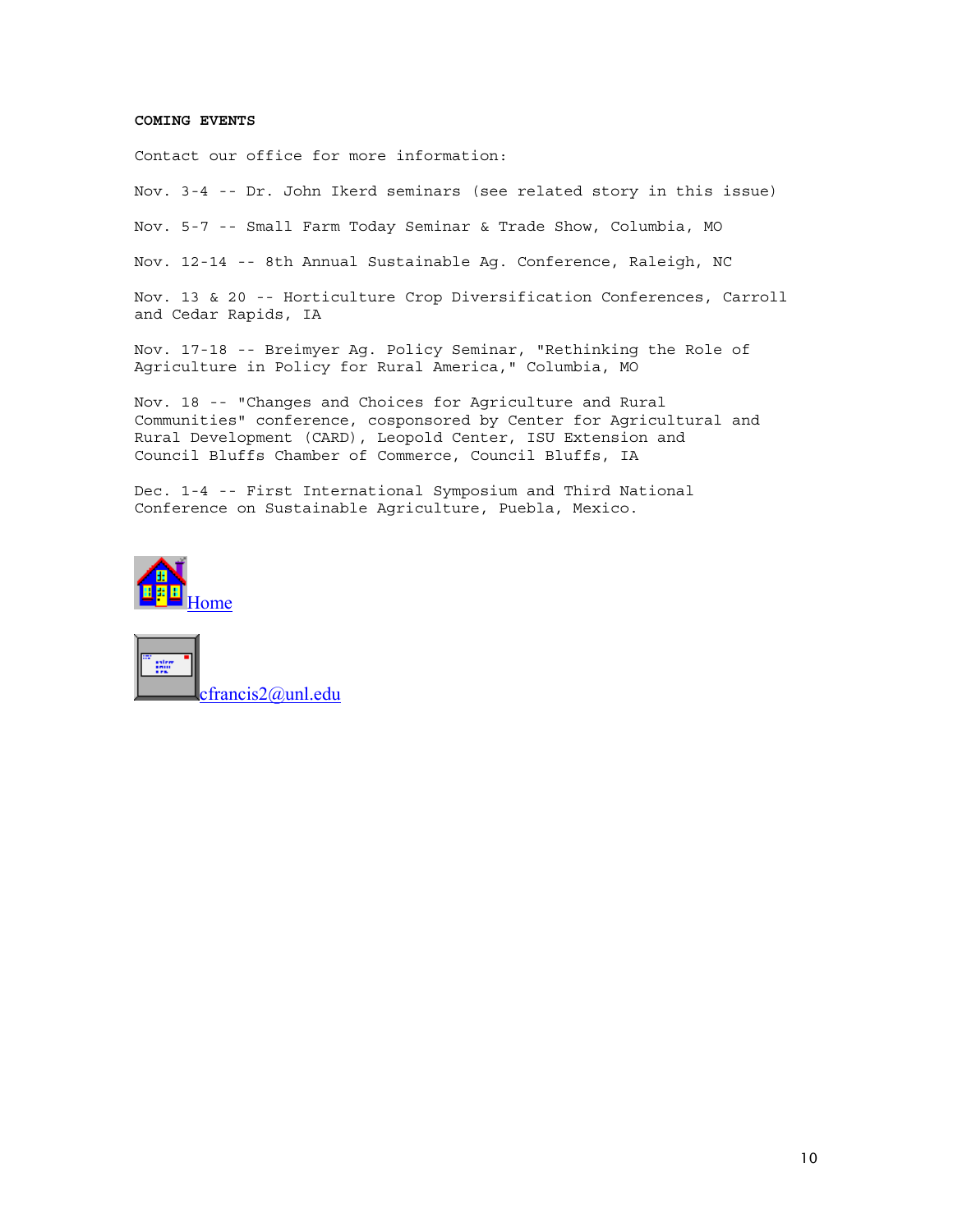**COMING EVENTS**

Contact our office for more information:

Nov. 3-4 -- Dr. John Ikerd seminars (see related story in this issue)

Nov. 5-7 -- Small Farm Today Seminar & Trade Show, Columbia, MO

Nov. 12-14 -- 8th Annual Sustainable Ag. Conference, Raleigh, NC

Nov. 13 & 20 -- Horticulture Crop Diversification Conferences, Carroll and Cedar Rapids, IA

Nov. 17-18 -- Breimyer Ag. Policy Seminar, "Rethinking the Role of Agriculture in Policy for Rural America," Columbia, MO

Nov. 18 -- "Changes and Choices for Agriculture and Rural Communities" conference, cosponsored by Center for Agricultural and Rural Development (CARD), Leopold Center, ISU Extension and Council Bluffs Chamber of Commerce, Council Bluffs, IA

Dec. 1-4 -- First International Symposium and Third National Conference on Sustainable Agriculture, Puebla, Mexico.

Home

cfrancis2@unl.edu